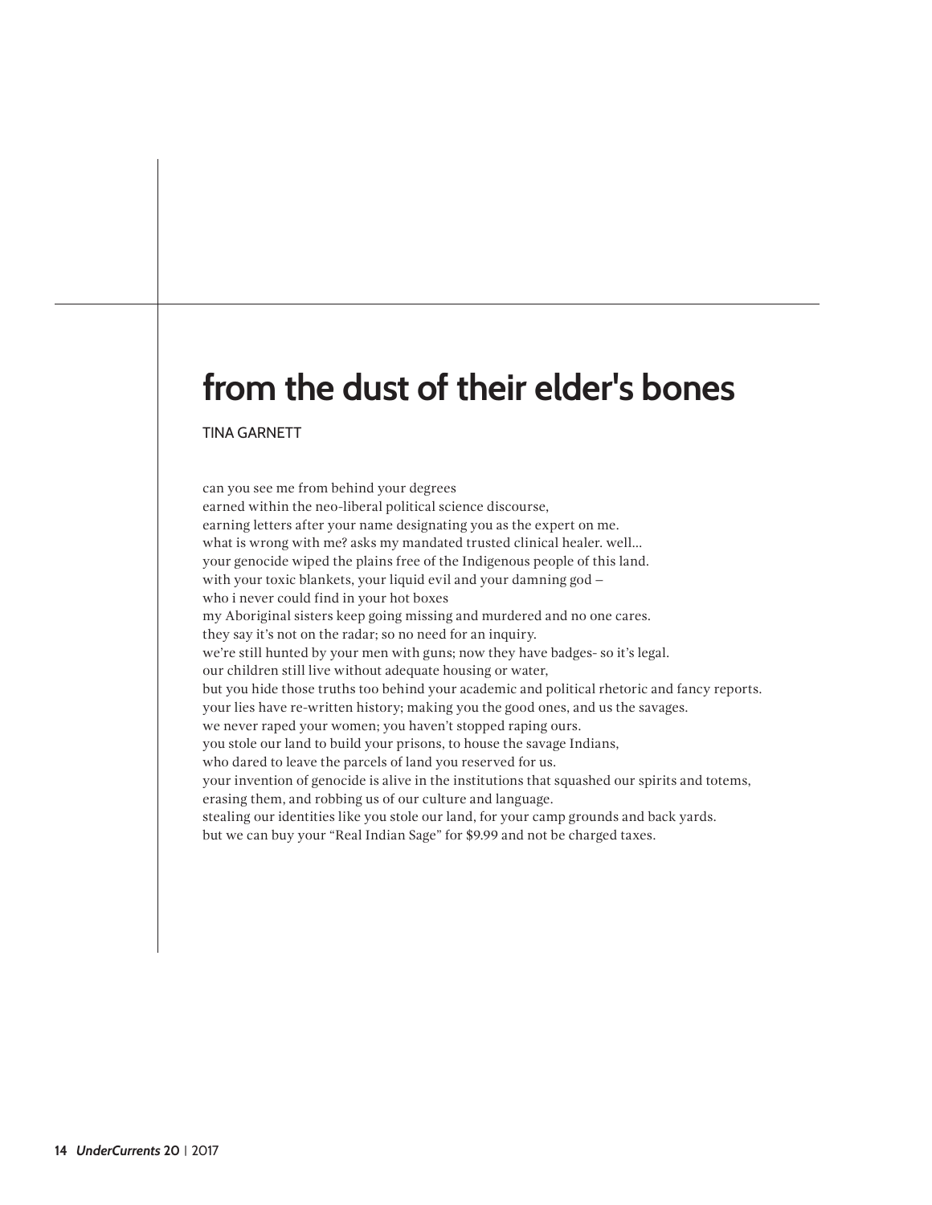# from the dust of their elder's bones

TINA GARNETT

can you see me from behind your degrees
earned within the neo-liberal political science discourse,
earning letters after your name designating you as the expert on me.
what is wrong with me? asks my mandated trusted clinical healer. well...
your genocide wiped the plains free of the Indigenous people of this land.
with your toxic blankets, your liquid evil and your damning god –
who i never could find in your hot boxes
my Aboriginal sisters keep going missing and murdered and no one cares.
they say it's not on the radar; so no need for an inquiry.
we're still hunted by your men with guns; now they have badges- so it's legal.
our children still live without adequate housing or water,
but you hide those truths too behind your academic and political rhetoric and fancy reports.
your lies have re-written history; making you the good ones, and us the savages.
we never raped your women; you haven't stopped raping ours.
you stole our land to build your prisons, to house the savage Indians,
who dared to leave the parcels of land you reserved for us.
your invention of genocide is alive in the institutions that squashed our spirits and totems,
erasing them, and robbing us of our culture and language.
stealing our identities like you stole our land, for your camp grounds and back yards.
but we can buy your "Real Indian Sage" for $9.99 and not be charged taxes.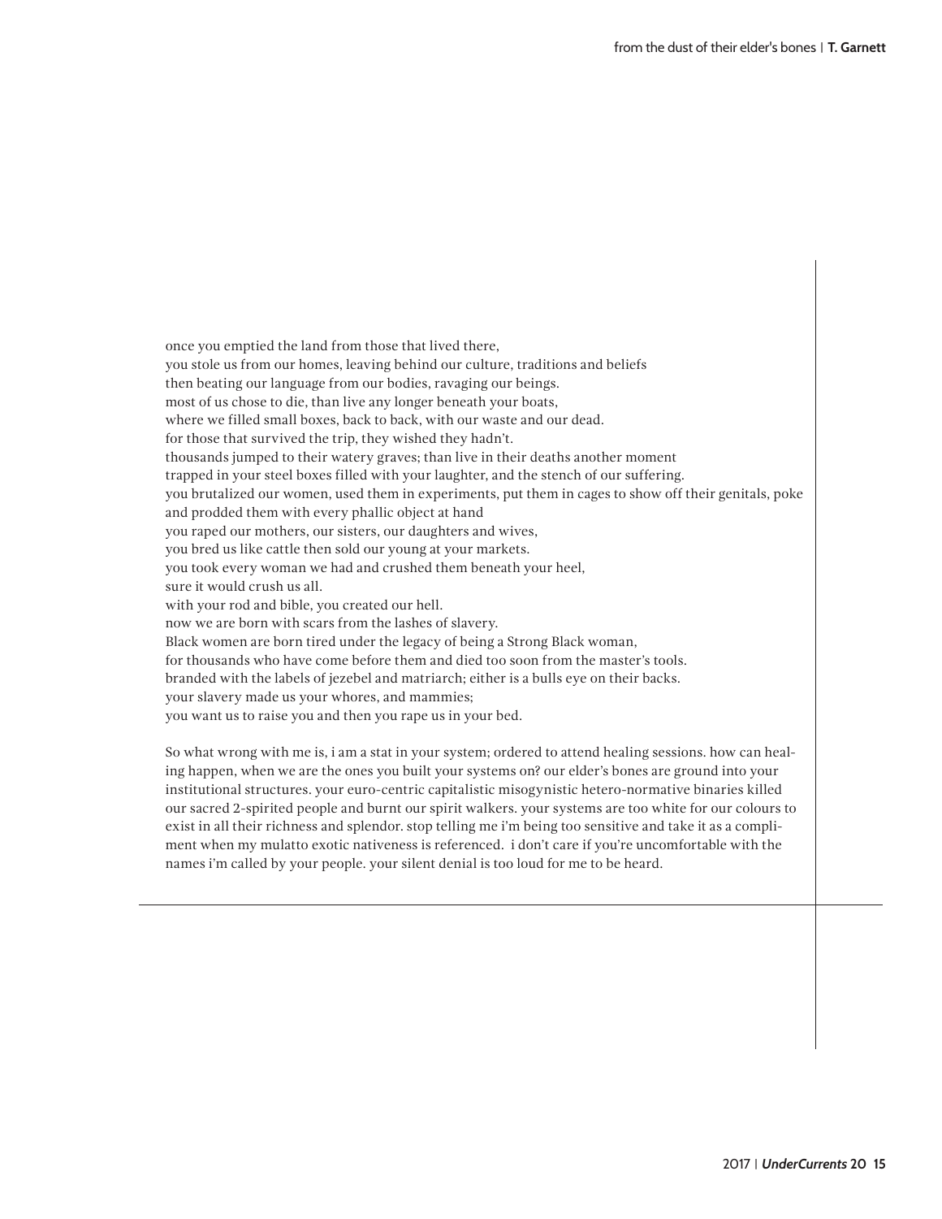once you emptied the land from those that lived there,  
you stole us from our homes, leaving behind our culture, traditions and beliefs  
then beating our language from our bodies, ravaging our beings.  
most of us chose to die, than live any longer beneath your boats,  
where we filled small boxes, back to back, with our waste and our dead.  
for those that survived the trip, they wished they hadn't.  
thousands jumped to their watery graves; than live in their deaths another moment  
trapped in your steel boxes filled with your laughter, and the stench of our suffering.  
you brutalized our women, used them in experiments, put them in cages to show off their genitals, poke and prodded them with every phallic object at hand  
you raped our mothers, our sisters, our daughters and wives,  
you bred us like cattle then sold our young at your markets.  
you took every woman we had and crushed them beneath your heel,  
sure it would crush us all.  
with your rod and bible, you created our hell.  
now we are born with scars from the lashes of slavery.  
Black women are born tired under the legacy of being a Strong Black woman,  
for thousands who have come before them and died too soon from the master's tools.  
branded with the labels of jezebel and matriarch; either is a bulls eye on their backs.  
your slavery made us your whores, and mammies;  
you want us to raise you and then you rape us in your bed.

So what wrong with me is, i am a stat in your system; ordered to attend healing sessions. how can healing happen, when we are the ones you built your systems on? our elder's bones are ground into your institutional structures. your euro-centric capitalistic misogynistic hetero-normative binaries killed our sacred 2-spirited people and burnt our spirit walkers. your systems are too white for our colours to exist in all their richness and splendor. stop telling me i'm being too sensitive and take it as a compliment when my mulatto exotic nativeness is referenced. i don't care if you're uncomfortable with the names i'm called by your people. your silent denial is too loud for me to be heard.